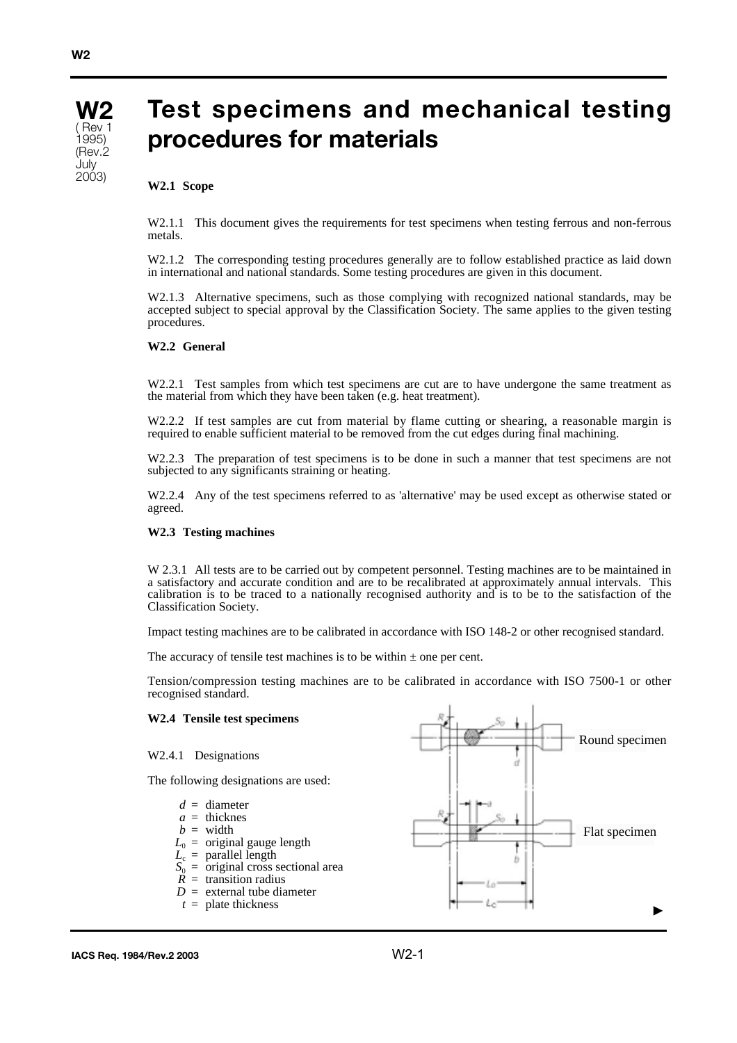# W2 Test specimens and mechanical testing procedures for materials

(Rev 1 1995) (Rev.2 July 2003)

### W2.1 Scope

W2.1.1 This document gives the requirements for test specimens when testing ferrous and non-ferrous metals.

W2.1.2 The corresponding testing procedures generally are to follow established practice as laid down in international and national standards. Some testing procedures are given in this document.

W2.1.3 Alternative specimens, such as those complying with recognized national standards, may be accepted subject to special approval by the Classification Society. The same applies to the given testing procedures.

### W2.2 General

W2.2.1 Test samples from which test specimens are cut are to have undergone the same treatment as the material from which they have been taken (e.g. heat treatment).

W2.2.2 If test samples are cut from material by flame cutting or shearing, a reasonable margin is required to enable sufficient material to be removed from the cut edges during final machining.

W2.2.3 The preparation of test specimens is to be done in such a manner that test specimens are not subjected to any significants straining or heating.

W2.2.4 Any of the test specimens referred to as 'alternative' may be used except as otherwise stated or agreed.

### W2.3 Testing machines

W 2.3.1 All tests are to be carried out by competent personnel. Testing machines are to be maintained in a satisfactory and accurate condition and are to be recalibrated at approximately annual intervals. This calibration is to be traced to a nationally recognised authority and is to be to the satisfaction of the Classification Society.

Impact testing machines are to be calibrated in accordance with ISO 148-2 or other recognised standard.

The accuracy of tensile test machines is to be within ± one per cent.

Tension/compression testing machines are to be calibrated in accordance with ISO 7500-1 or other recognised standard.

### W2.4 Tensile test specimens

W2.4.1 Designations

The following designations are used:

- $d$ = diameter
- $a$ = thicknes
- $b$ = width
- $L_0$ = original gauge length
- $L_c$ = parallel length
- $S_0$ = original cross sectional area
- $R$ = transition radius
- $D$ = external tube diameter
- $t$ = plate thickness

Round specimen

Flat specimen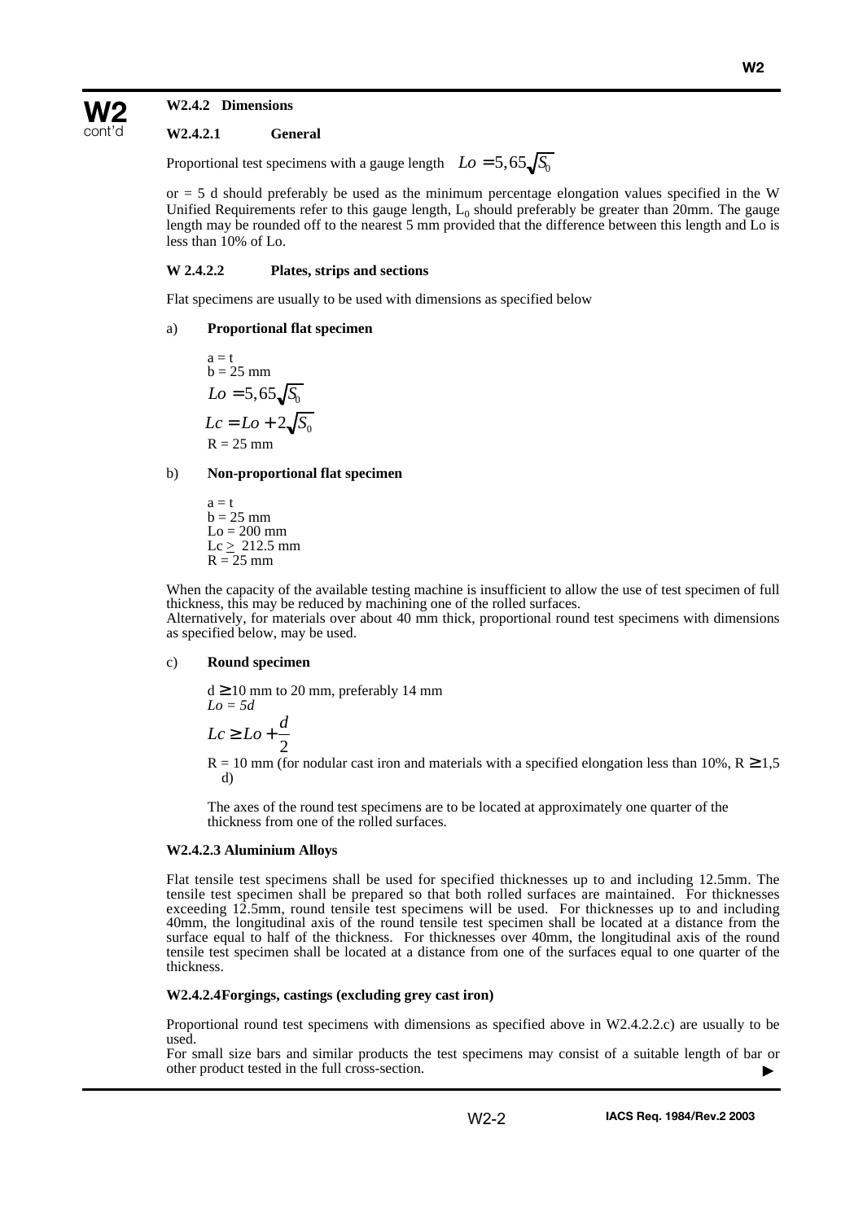#### W2.4.2 Dimensions

##### W2.4.2.1 General

Proportional test specimens with a gauge length $Lo = 5,65\sqrt{S_0}$

or = 5 d should preferably be used as the minimum percentage elongation values specified in the W Unified Requirements refer to this gauge length, $L_0$ should preferably be greater than 20mm. The gauge length may be rounded off to the nearest 5 mm provided that the difference between this length and Lo is less than 10% of Lo.

##### W 2.4.2.2 Plates, strips and sections

Flat specimens are usually to be used with dimensions as specified below

a) **Proportional flat specimen**

a = t
b = 25 mm

$$Lo = 5,65\sqrt{S_0}$$

$$Lc = Lo + 2\sqrt{S_0}$$

R = 25 mm

b) **Non-proportional flat specimen**

a = t
b = 25 mm
Lo = 200 mm
Lc ≥ 212.5 mm
R = 25 mm

When the capacity of the available testing machine is insufficient to allow the use of test specimen of full thickness, this may be reduced by machining one of the rolled surfaces.
Alternatively, for materials over about 40 mm thick, proportional round test specimens with dimensions as specified below, may be used.

c) **Round specimen**

d ≥ 10 mm to 20 mm, preferably 14 mm
*Lo = 5d*

$$Lc \geq Lo + \frac{d}{2}$$

R = 10 mm (for nodular cast iron and materials with a specified elongation less than 10%, R ≥ 1,5 d)

The axes of the round test specimens are to be located at approximately one quarter of the thickness from one of the rolled surfaces.

##### W2.4.2.3 Aluminium Alloys

Flat tensile test specimens shall be used for specified thicknesses up to and including 12.5mm. The tensile test specimen shall be prepared so that both rolled surfaces are maintained. For thicknesses exceeding 12.5mm, round tensile test specimens will be used. For thicknesses up to and including 40mm, the longitudinal axis of the round tensile test specimen shall be located at a distance from the surface equal to half of the thickness. For thicknesses over 40mm, the longitudinal axis of the round tensile test specimen shall be located at a distance from one of the surfaces equal to one quarter of the thickness.

##### W2.4.2.4 Forgings, castings (excluding grey cast iron)

Proportional round test specimens with dimensions as specified above in W2.4.2.2.c) are usually to be used.
For small size bars and similar products the test specimens may consist of a suitable length of bar or other product tested in the full cross-section.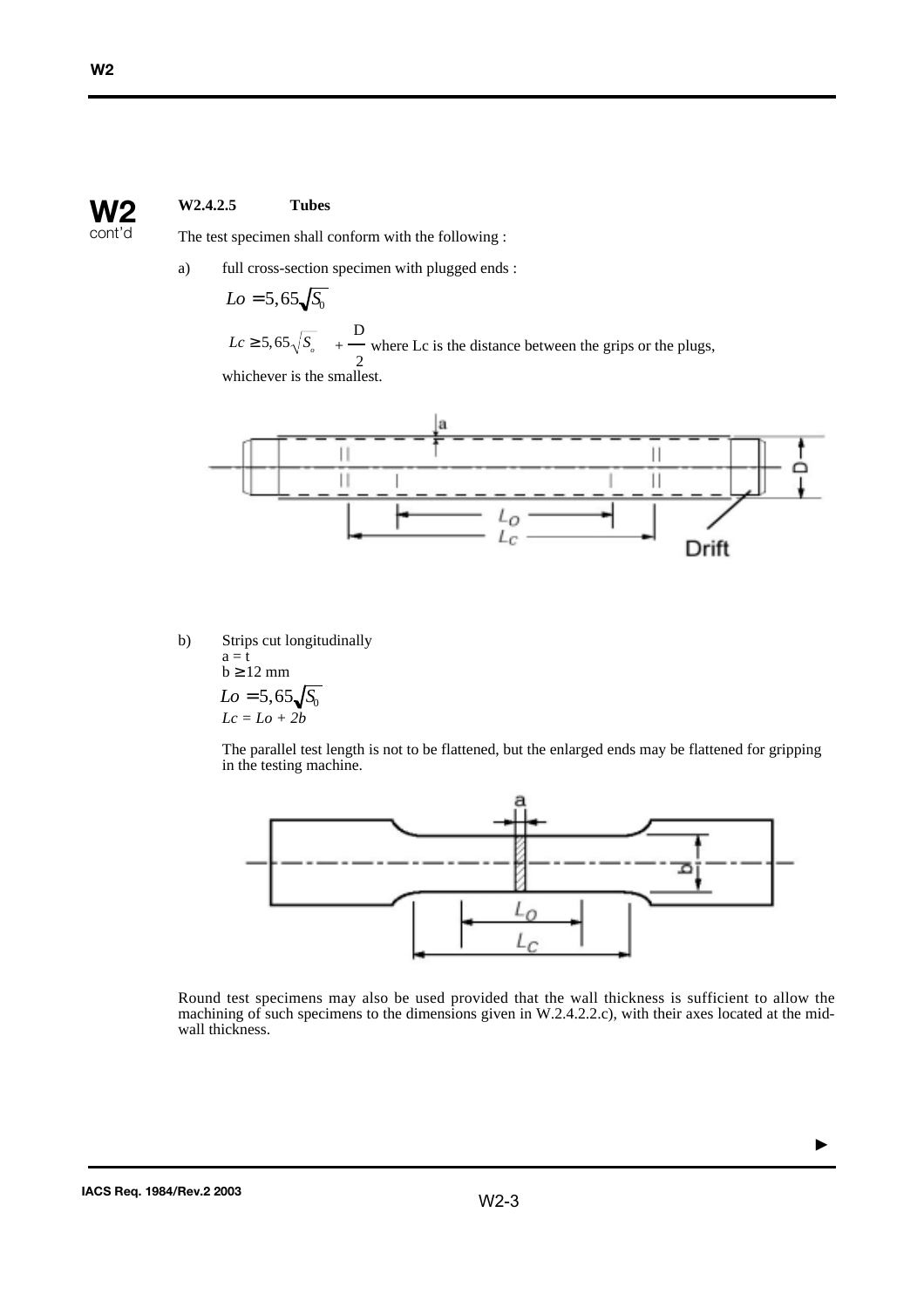**W2.4.2.5 Tubes**

The test specimen shall conform with the following :

a) full cross-section specimen with plugged ends :

$$Lo = 5,65\sqrt{S_0}$$

$Lc \geq 5,65\sqrt{S_o} + \frac{D}{2}$ where Lc is the distance between the grips or the plugs, whichever is the smallest.

b) Strips cut longitudinally

$a = t$

$b \geq 12$ mm

$$Lo = 5,65\sqrt{S_0}$$

$Lc = Lo + 2b$

The parallel test length is not to be flattened, but the enlarged ends may be flattened for gripping in the testing machine.

Round test specimens may also be used provided that the wall thickness is sufficient to allow the machining of such specimens to the dimensions given in W.2.4.2.2.c), with their axes located at the mid-wall thickness.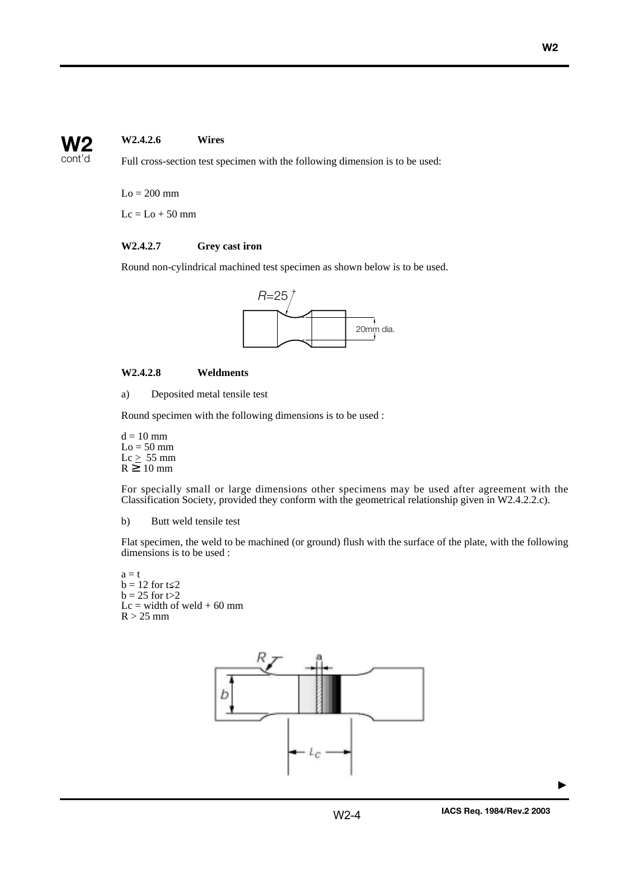**W2.4.2.6 Wires**

Full cross-section test specimen with the following dimension is to be used:

$L_o = 200$ mm

$L_c = L_o + 50$ mm

**W2.4.2.7 Grey cast iron**

Round non-cylindrical machined test specimen as shown below is to be used.

**W2.4.2.8 Weldments**

a) Deposited metal tensile test

Round specimen with the following dimensions is to be used :

$d = 10$ mm
$L_o = 50$ mm
$L_c \geq 55$ mm
$R \geq 10$ mm

For specially small or large dimensions other specimens may be used after agreement with the Classification Society, provided they conform with the geometrical relationship given in W2.4.2.2.c).

b) Butt weld tensile test

Flat specimen, the weld to be machined (or ground) flush with the surface of the plate, with the following dimensions is to be used :

$a = t$
$b = 12$ for $t \leq 2$
$b = 25$ for $t > 2$
$L_c$ = width of weld + 60 mm
$R > 25$ mm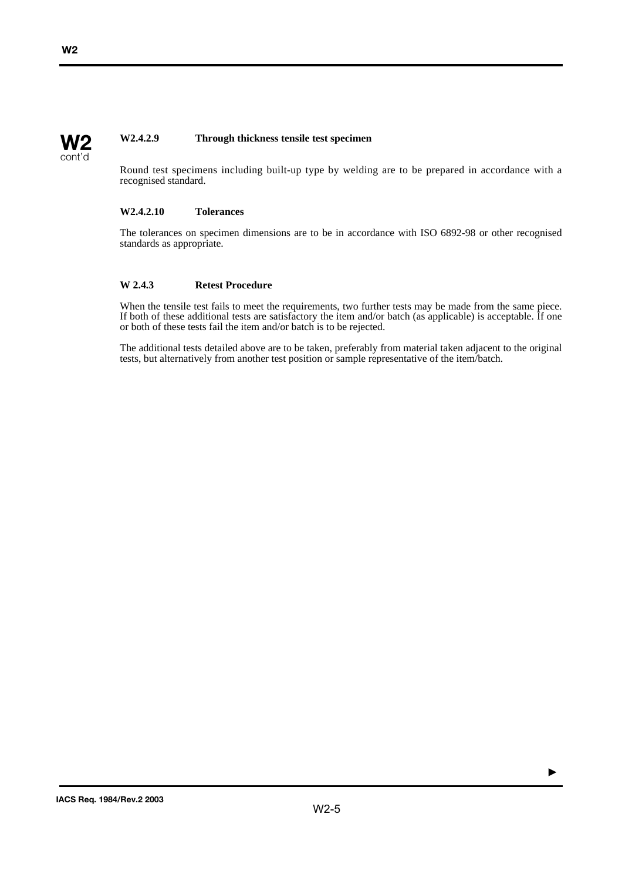#### W2.4.2.9 Through thickness tensile test specimen

Round test specimens including built-up type by welding are to be prepared in accordance with a recognised standard.

#### W2.4.2.10 Tolerances

The tolerances on specimen dimensions are to be in accordance with ISO 6892-98 or other recognised standards as appropriate.

### W 2.4.3 Retest Procedure

When the tensile test fails to meet the requirements, two further tests may be made from the same piece. If both of these additional tests are satisfactory the item and/or batch (as applicable) is acceptable. If one or both of these tests fail the item and/or batch is to be rejected.

The additional tests detailed above are to be taken, preferably from material taken adjacent to the original tests, but alternatively from another test position or sample representative of the item/batch.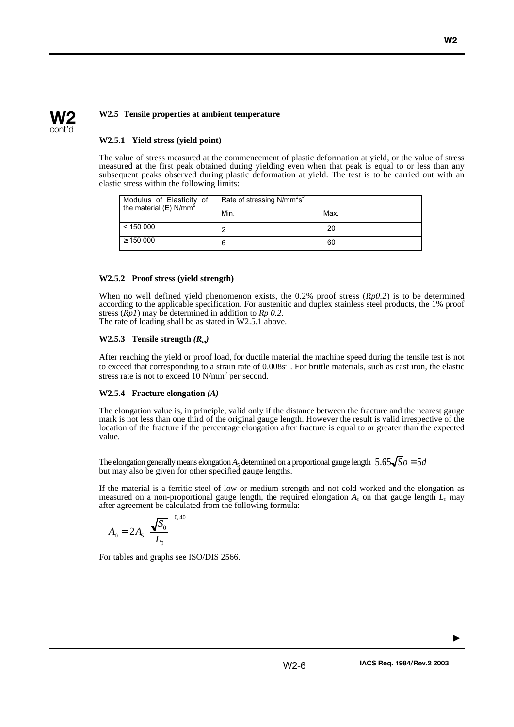**W2**
cont'd

## W2.5 Tensile properties at ambient temperature

### W2.5.1 Yield stress (yield point)

The value of stress measured at the commencement of plastic deformation at yield, or the value of stress measured at the first peak obtained during yielding even when that peak is equal to or less than any subsequent peaks observed during plastic deformation at yield. The test is to be carried out with an elastic stress within the following limits:

| Modulus of Elasticity of the material (E) N/mm² | Rate of stressing N/mm²s⁻¹ | |
|---|---|---|
| | Min. | Max. |
| < 150 000 | 2 | 20 |
| ≥150 000 | 6 | 60 |

### W2.5.2 Proof stress (yield strength)

When no well defined yield phenomenon exists, the 0.2% proof stress (*Rp0.2*) is to be determined according to the applicable specification. For austenitic and duplex stainless steel products, the 1% proof stress (*Rp1*) may be determined in addition to *Rp 0.2*.
The rate of loading shall be as stated in W2.5.1 above.

### W2.5.3 Tensile strength *($R_m$)*

After reaching the yield or proof load, for ductile material the machine speed during the tensile test is not to exceed that corresponding to a strain rate of $0.008s^{-1}$. For brittle materials, such as cast iron, the elastic stress rate is not to exceed 10 N/mm² per second.

### W2.5.4 Fracture elongation *(A)*

The elongation value is, in principle, valid only if the distance between the fracture and the nearest gauge mark is not less than one third of the original gauge length. However the result is valid irrespective of the location of the fracture if the percentage elongation after fracture is equal to or greater than the expected value.

The elongation generally means elongation $A_5$ determined on a proportional gauge length $5.65\sqrt{So} = 5d$ but may also be given for other specified gauge lengths.

If the material is a ferritic steel of low or medium strength and not cold worked and the elongation as measured on a non-proportional gauge length, the required elongation $A_0$ on that gauge length $L_0$ may after agreement be calculated from the following formula:

$$A_0 = 2A_5 \left( \frac{\sqrt{S_0}}{L_0} \right)^{0,40}$$

For tables and graphs see ISO/DIS 2566.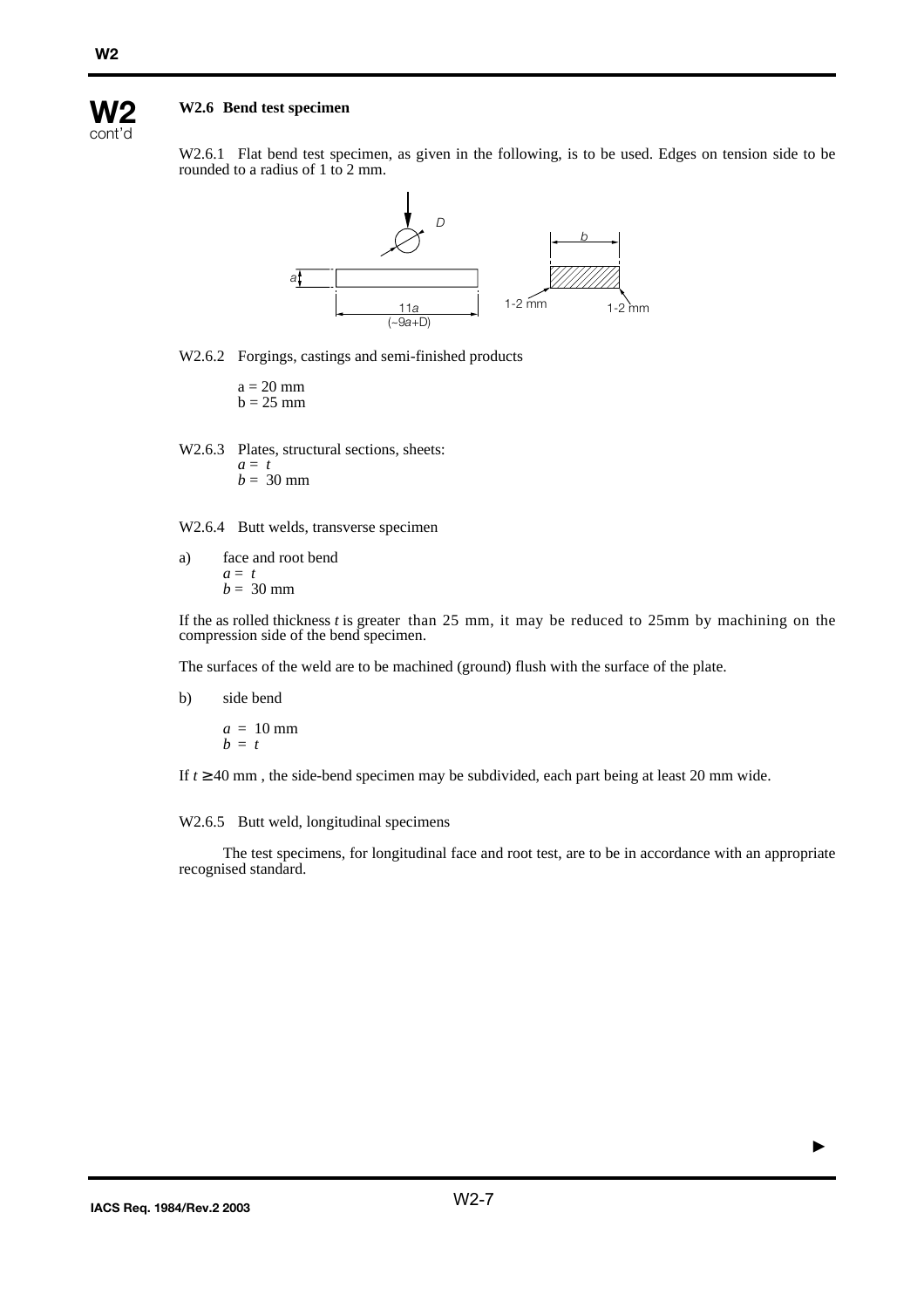## W2.6 Bend test specimen

W2.6.1 Flat bend test specimen, as given in the following, is to be used. Edges on tension side to be rounded to a radius of 1 to 2 mm.

W2.6.2 Forgings, castings and semi-finished products

a = 20 mm
b = 25 mm

W2.6.3 Plates, structural sections, sheets:
$a = t$
$b = 30$ mm

W2.6.4 Butt welds, transverse specimen

a) face and root bend
$a = t$
$b = 30$ mm

If the as rolled thickness $t$ is greater than 25 mm, it may be reduced to 25mm by machining on the compression side of the bend specimen.

The surfaces of the weld are to be machined (ground) flush with the surface of the plate.

b) side bend

$a = 10$ mm
$b = t$

If $t \geq 40$ mm , the side-bend specimen may be subdivided, each part being at least 20 mm wide.

W2.6.5 Butt weld, longitudinal specimens

The test specimens, for longitudinal face and root test, are to be in accordance with an appropriate recognised standard.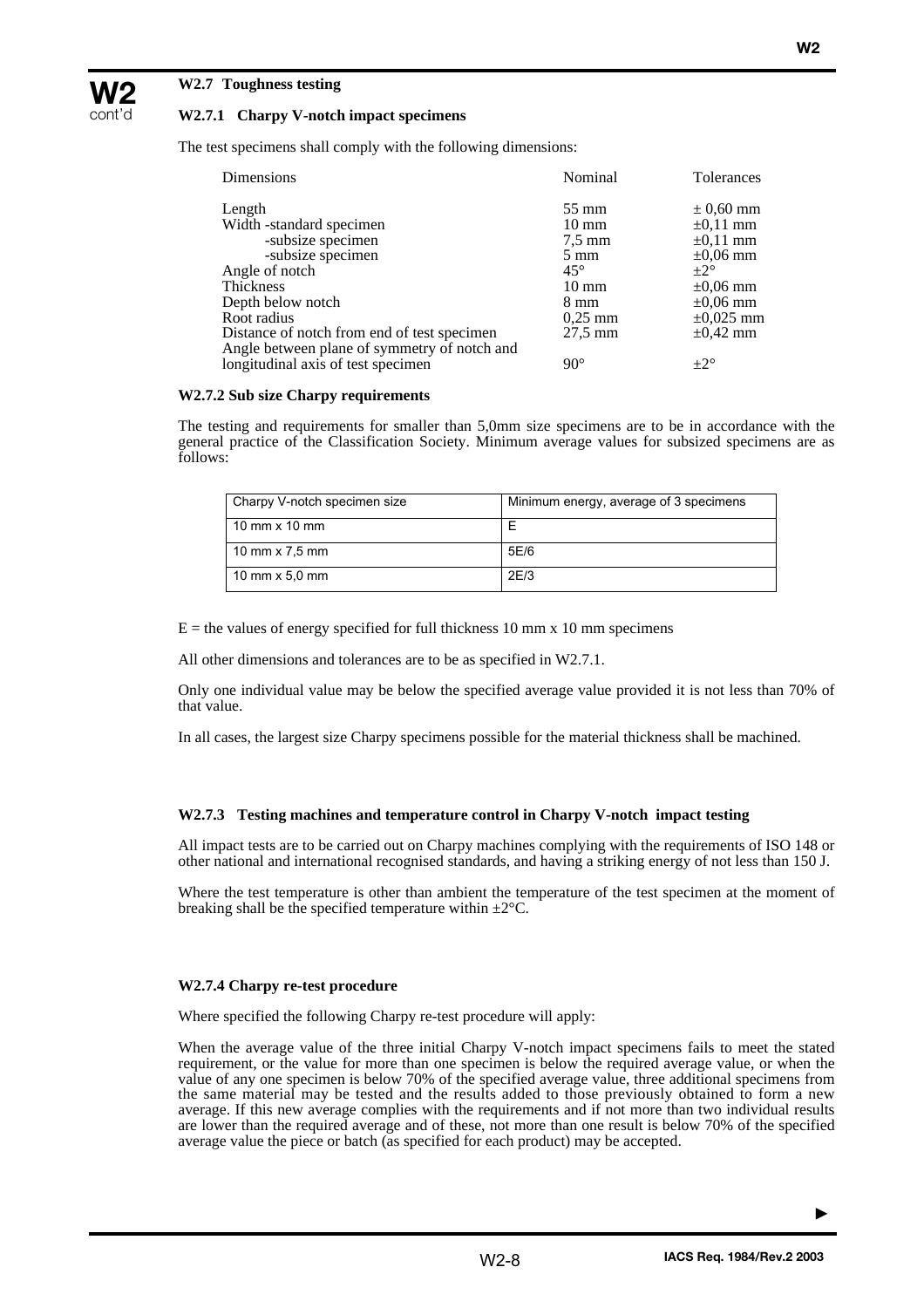### W2.7 Toughness testing

#### W2.7.1 Charpy V-notch impact specimens

The test specimens shall comply with the following dimensions:

| Dimensions | Nominal | Tolerances |
|---|---|---|
| Length | 55 mm | ± 0,60 mm |
| Width -standard specimen | 10 mm | ±0,11 mm |
| -subsize specimen | 7,5 mm | ±0,11 mm |
| -subsize specimen | 5 mm | ±0,06 mm |
| Angle of notch | 45° | ±2° |
| Thickness | 10 mm | ±0,06 mm |
| Depth below notch | 8 mm | ±0,06 mm |
| Root radius | 0,25 mm | ±0,025 mm |
| Distance of notch from end of test specimen | 27,5 mm | ±0,42 mm |
| Angle between plane of symmetry of notch and longitudinal axis of test specimen | 90° | ±2° |

#### W2.7.2 Sub size Charpy requirements

The testing and requirements for smaller than 5,0mm size specimens are to be in accordance with the general practice of the Classification Society. Minimum average values for subsized specimens are as follows:

| Charpy V-notch specimen size | Minimum energy, average of 3 specimens |
|---|---|
| 10 mm x 10 mm | E |
| 10 mm x 7,5 mm | 5E/6 |
| 10 mm x 5,0 mm | 2E/3 |

E = the values of energy specified for full thickness 10 mm x 10 mm specimens

All other dimensions and tolerances are to be as specified in W2.7.1.

Only one individual value may be below the specified average value provided it is not less than 70% of that value.

In all cases, the largest size Charpy specimens possible for the material thickness shall be machined.

#### W2.7.3 Testing machines and temperature control in Charpy V-notch impact testing

All impact tests are to be carried out on Charpy machines complying with the requirements of ISO 148 or other national and international recognised standards, and having a striking energy of not less than 150 J.

Where the test temperature is other than ambient the temperature of the test specimen at the moment of breaking shall be the specified temperature within ±2°C.

#### W2.7.4 Charpy re-test procedure

Where specified the following Charpy re-test procedure will apply:

When the average value of the three initial Charpy V-notch impact specimens fails to meet the stated requirement, or the value for more than one specimen is below the required average value, or when the value of any one specimen is below 70% of the specified average value, three additional specimens from the same material may be tested and the results added to those previously obtained to form a new average. If this new average complies with the requirements and if not more than two individual results are lower than the required average and of these, not more than one result is below 70% of the specified average value the piece or batch (as specified for each product) may be accepted.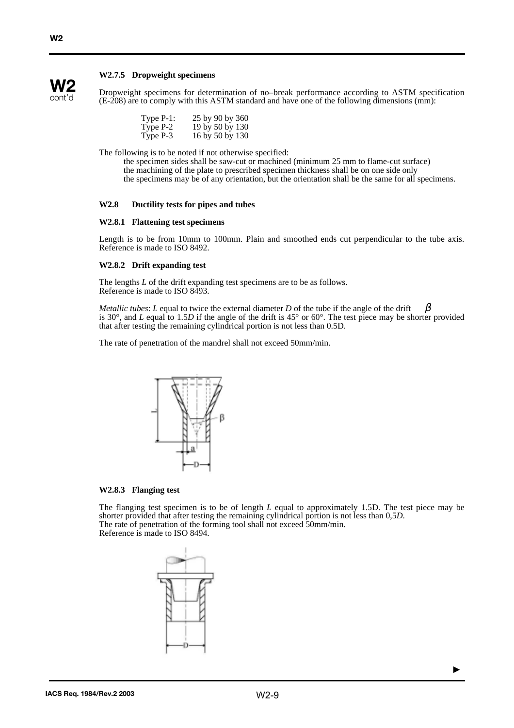#### W2.7.5 Dropweight specimens

Dropweight specimens for determination of no–break performance according to ASTM specification (E-208) are to comply with this ASTM standard and have one of the following dimensions (mm):

| | |
|---|---|
| Type P-1: | 25 by 90 by 360 |
| Type P-2 | 19 by 50 by 130 |
| Type P-3 | 16 by 50 by 130 |

The following is to be noted if not otherwise specified:

- the specimen sides shall be saw-cut or machined (minimum 25 mm to flame-cut surface)
- the machining of the plate to prescribed specimen thickness shall be on one side only
- the specimens may be of any orientation, but the orientation shall be the same for all specimens.

### W2.8 Ductility tests for pipes and tubes

#### W2.8.1 Flattening test specimens

Length is to be from 10mm to 100mm. Plain and smoothed ends cut perpendicular to the tube axis. Reference is made to ISO 8492.

#### W2.8.2 Drift expanding test

The lengths $L$ of the drift expanding test specimens are to be as follows.
Reference is made to ISO 8493.

*Metallic tubes*: $L$ equal to twice the external diameter $D$ of the tube if the angle of the drift $\beta$ is 30°, and $L$ equal to $1.5D$ if the angle of the drift is 45° or 60°. The test piece may be shorter provided that after testing the remaining cylindrical portion is not less than 0.5D.

The rate of penetration of the mandrel shall not exceed 50mm/min.

#### W2.8.3 Flanging test

The flanging test specimen is to be of length $L$ equal to approximately 1.5D. The test piece may be shorter provided that after testing the remaining cylindrical portion is not less than $0,5D$.
The rate of penetration of the forming tool shall not exceed 50mm/min.
Reference is made to ISO 8494.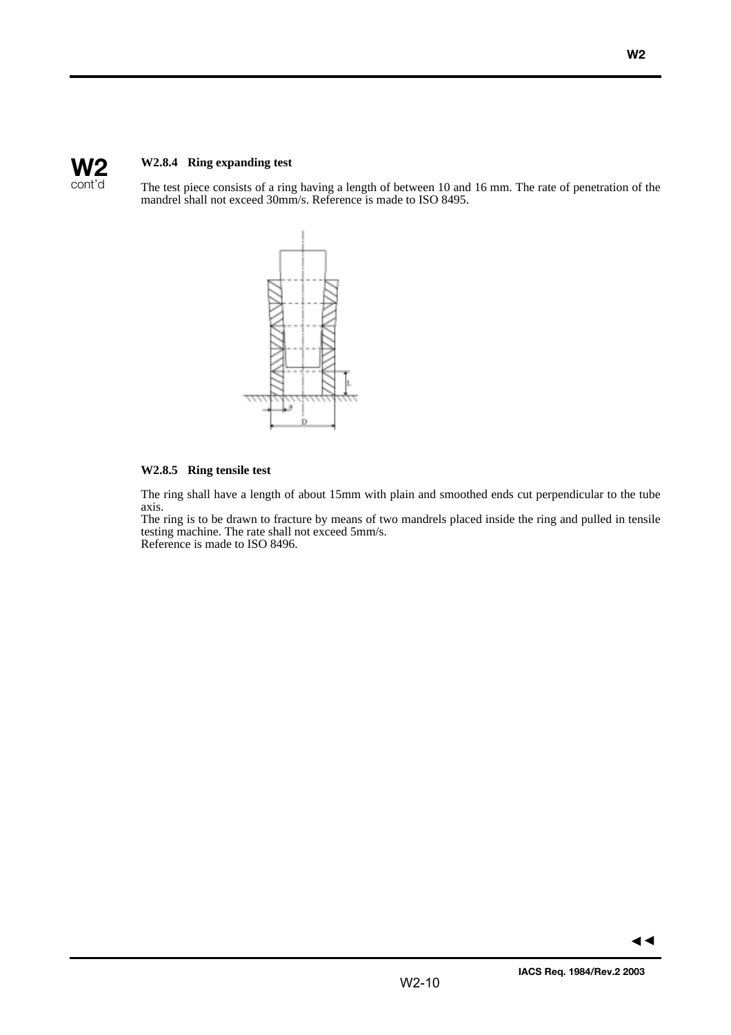#### W2.8.4 Ring expanding test

The test piece consists of a ring having a length of between 10 and 16 mm. The rate of penetration of the mandrel shall not exceed 30mm/s. Reference is made to ISO 8495.

L

a

D

#### W2.8.5 Ring tensile test

The ring shall have a length of about 15mm with plain and smoothed ends cut perpendicular to the tube axis.
The ring is to be drawn to fracture by means of two mandrels placed inside the ring and pulled in tensile testing machine. The rate shall not exceed 5mm/s.
Reference is made to ISO 8496.

◄◄